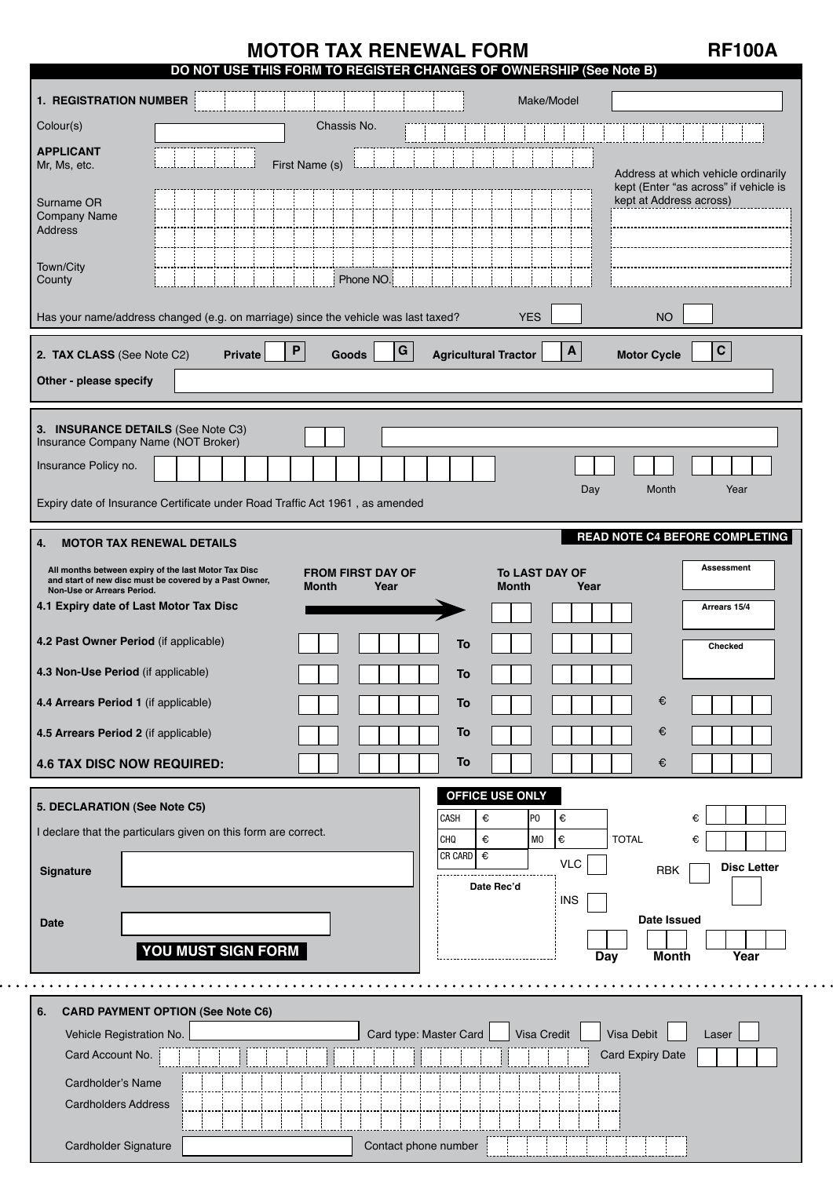# MOTOR TAX RENEWAL FORM

**RF100A**

**DO NOT USE THIS FORM TO REGISTER CHANGES OF OWNERSHIP (See Note B)**

## 1. REGISTRATION NUMBER

Make/Model

Colour(s)

Chassis No.

**APPLICANT**
Mr, Ms, etc.

First Name (s)

Surname OR Company Name

Address

Town/City

County

Phone NO.

Address at which vehicle ordinarily kept (Enter "as across" if vehicle is kept at Address across)

Has your name/address changed (e.g. on marriage) since the vehicle was last taxed? YES NO

## 2. TAX CLASS (See Note C2)

Private **P** Goods **G** Agricultural Tractor **A** Motor Cycle **C**

**Other - please specify**

## 3. INSURANCE DETAILS (See Note C3)

Insurance Company Name (NOT Broker)

Insurance Policy no.

Expiry date of Insurance Certificate under Road Traffic Act 1961 , as amended

Day Month Year

## 4. MOTOR TAX RENEWAL DETAILS

**READ NOTE C4 BEFORE COMPLETING**

**All months between expiry of the last Motor Tax Disc and start of new disc must be covered by a Past Owner, Non-Use or Arrears Period.**

| | FROM FIRST DAY OF Month | Year | | To LAST DAY OF Month | Year | |
|---|---|---|---|---|---|---|
| **4.1 Expiry date of Last Motor Tax Disc** | → | | | | | |
| **4.2 Past Owner Period** (if applicable) | | | To | | | |
| **4.3 Non-Use Period** (if applicable) | | | To | | | |
| **4.4 Arrears Period 1** (if applicable) | | | To | | | € |
| **4.5 Arrears Period 2** (if applicable) | | | To | | | € |
| **4.6 TAX DISC NOW REQUIRED:** | | | To | | | € |

Assessment

Arrears 15/4

Checked

## 5. DECLARATION (See Note C5)

I declare that the particulars given on this form are correct.

**Signature**

**Date**

**YOU MUST SIGN FORM**

**OFFICE USE ONLY**

| | | | |
|---|---|---|---|
| CASH | € | PO | € |
| CHQ | € | MO | € |
| CR CARD | € | | |

€

TOTAL €

VLC

RBK

**Disc Letter**

**Date Rec'd**

INS

**Date Issued**

**Day** **Month** **Year**

## 6. CARD PAYMENT OPTION (See Note C6)

Vehicle Registration No.

Card type: Master Card Visa Credit Visa Debit Laser

Card Account No.

Card Expiry Date

Cardholder's Name

Cardholders Address

Cardholder Signature

Contact phone number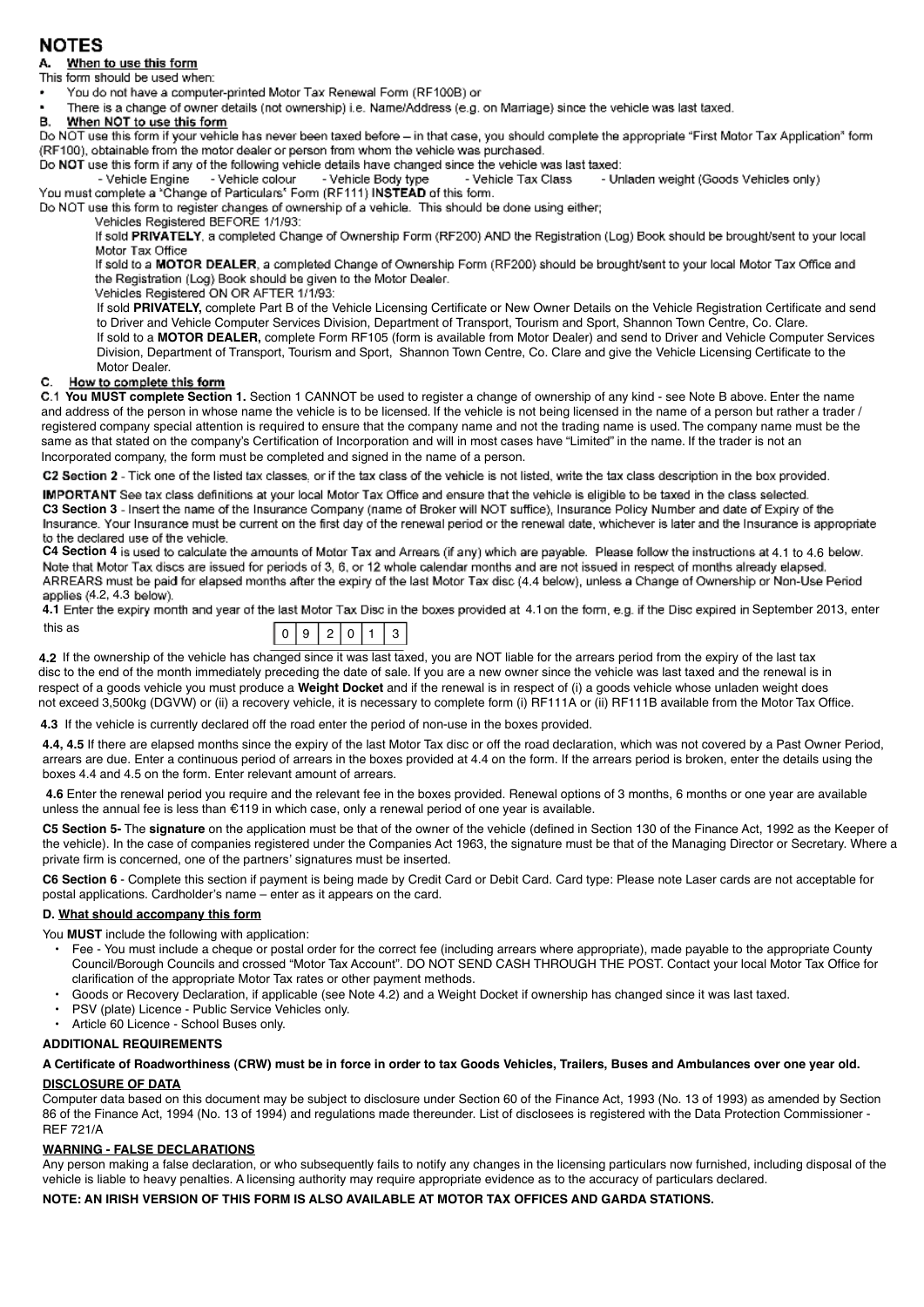# NOTES

## A. When to use this form

This form should be used when:

- You do not have a computer-printed Motor Tax Renewal Form (RF100B) or
- There is a change of owner details (not ownership) i.e. Name/Address (e.g. on Marriage) since the vehicle was last taxed.

## B. When NOT to use this form

Do NOT use this form if your vehicle has never been taxed before – in that case, you should complete the appropriate "First Motor Tax Application" form (RF100), obtainable from the motor dealer or person from whom the vehicle was purchased.

Do **NOT** use this form if any of the following vehicle details have changed since the vehicle was last taxed:

- Vehicle Engine - Vehicle colour - Vehicle Body type - Vehicle Tax Class - Unladen weight (Goods Vehicles only)

You must complete a "Change of Particulars" Form (RF111) **INSTEAD** of this form.

Do NOT use this form to register changes of ownership of a vehicle. This should be done using either;

Vehicles Registered BEFORE 1/1/93:

If sold **PRIVATELY**, a completed Change of Ownership Form (RF200) AND the Registration (Log) Book should be brought/sent to your local Motor Tax Office

If sold to a **MOTOR DEALER**, a completed Change of Ownership Form (RF200) should be brought/sent to your local Motor Tax Office and the Registration (Log) Book should be given to the Motor Dealer.

Vehicles Registered ON OR AFTER 1/1/93:

If sold **PRIVATELY,** complete Part B of the Vehicle Licensing Certificate or New Owner Details on the Vehicle Registration Certificate and send to Driver and Vehicle Computer Services Division, Department of Transport, Tourism and Sport, Shannon Town Centre, Co. Clare.

If sold to a **MOTOR DEALER,** complete Form RF105 (form is available from Motor Dealer) and send to Driver and Vehicle Computer Services Division, Department of Transport, Tourism and Sport, Shannon Town Centre, Co. Clare and give the Vehicle Licensing Certificate to the Motor Dealer.

## C. How to complete this form

**C.1 You MUST complete Section 1.** Section 1 CANNOT be used to register a change of ownership of any kind - see Note B above. Enter the name and address of the person in whose name the vehicle is to be licensed. If the vehicle is not being licensed in the name of a person but rather a trader / registered company special attention is required to ensure that the company name and not the trading name is used. The company name must be the same as that stated on the company's Certification of Incorporation and will in most cases have "Limited" in the name. If the trader is not an Incorporated company, the form must be completed and signed in the name of a person.

**C2 Section 2** - Tick one of the listed tax classes, or if the tax class of the vehicle is not listed, write the tax class description in the box provided.

**IMPORTANT** See tax class definitions at your local Motor Tax Office and ensure that the vehicle is eligible to be taxed in the class selected.

**C3 Section 3** - Insert the name of the Insurance Company (name of Broker will NOT suffice), Insurance Policy Number and date of Expiry of the Insurance. Your Insurance must be current on the first day of the renewal period or the renewal date, whichever is later and the Insurance is appropriate to the declared use of the vehicle.

**C4 Section 4** is used to calculate the amounts of Motor Tax and Arrears (if any) which are payable. Please follow the instructions at 4.1 to 4.6 below. Note that Motor Tax discs are issued for periods of 3, 6, or 12 whole calendar months and are not issued in respect of months already elapsed. ARREARS must be paid for elapsed months after the expiry of the last Motor Tax disc (4.4 below), unless a Change of Ownership or Non-Use Period applies (4.2, 4.3 below).

**4.1** Enter the expiry month and year of the last Motor Tax Disc in the boxes provided at 4.1 on the form, e.g. if the Disc expired in September 2013, enter this as

| 0 | 9 | 2 | 0 | 1 | 3 |
|---|---|---|---|---|---|

**4.2** If the ownership of the vehicle has changed since it was last taxed, you are NOT liable for the arrears period from the expiry of the last tax disc to the end of the month immediately preceding the date of sale. If you are a new owner since the vehicle was last taxed and the renewal is in respect of a goods vehicle you must produce a **Weight Docket** and if the renewal is in respect of (i) a goods vehicle whose unladen weight does not exceed 3,500kg (DGVW) or (ii) a recovery vehicle, it is necessary to complete form (i) RF111A or (ii) RF111B available from the Motor Tax Office.

**4.3** If the vehicle is currently declared off the road enter the period of non-use in the boxes provided.

**4.4, 4.5** If there are elapsed months since the expiry of the last Motor Tax disc or off the road declaration, which was not covered by a Past Owner Period, arrears are due. Enter a continuous period of arrears in the boxes provided at 4.4 on the form. If the arrears period is broken, enter the details using the boxes 4.4 and 4.5 on the form. Enter relevant amount of arrears.

**4.6** Enter the renewal period you require and the relevant fee in the boxes provided. Renewal options of 3 months, 6 months or one year are available unless the annual fee is less than €119 in which case, only a renewal period of one year is available.

**C5 Section 5-** The **signature** on the application must be that of the owner of the vehicle (defined in Section 130 of the Finance Act, 1992 as the Keeper of the vehicle). In the case of companies registered under the Companies Act 1963, the signature must be that of the Managing Director or Secretary. Where a private firm is concerned, one of the partners' signatures must be inserted.

**C6 Section 6** - Complete this section if payment is being made by Credit Card or Debit Card. Card type: Please note Laser cards are not acceptable for postal applications. Cardholder's name – enter as it appears on the card.

## D. What should accompany this form

You **MUST** include the following with application:

- Fee - You must include a cheque or postal order for the correct fee (including arrears where appropriate), made payable to the appropriate County Council/Borough Councils and crossed "Motor Tax Account". DO NOT SEND CASH THROUGH THE POST. Contact your local Motor Tax Office for clarification of the appropriate Motor Tax rates or other payment methods.
- Goods or Recovery Declaration, if applicable (see Note 4.2) and a Weight Docket if ownership has changed since it was last taxed.
- PSV (plate) Licence - Public Service Vehicles only.
- Article 60 Licence - School Buses only.

**ADDITIONAL REQUIREMENTS**

**A Certificate of Roadworthiness (CRW) must be in force in order to tax Goods Vehicles, Trailers, Buses and Ambulances over one year old.**

**DISCLOSURE OF DATA**

Computer data based on this document may be subject to disclosure under Section 60 of the Finance Act, 1993 (No. 13 of 1993) as amended by Section 86 of the Finance Act, 1994 (No. 13 of 1994) and regulations made thereunder. List of disclosees is registered with the Data Protection Commissioner - REF 721/A

**WARNING - FALSE DECLARATIONS**

Any person making a false declaration, or who subsequently fails to notify any changes in the licensing particulars now furnished, including disposal of the vehicle is liable to heavy penalties. A licensing authority may require appropriate evidence as to the accuracy of particulars declared.

**NOTE: AN IRISH VERSION OF THIS FORM IS ALSO AVAILABLE AT MOTOR TAX OFFICES AND GARDA STATIONS.**